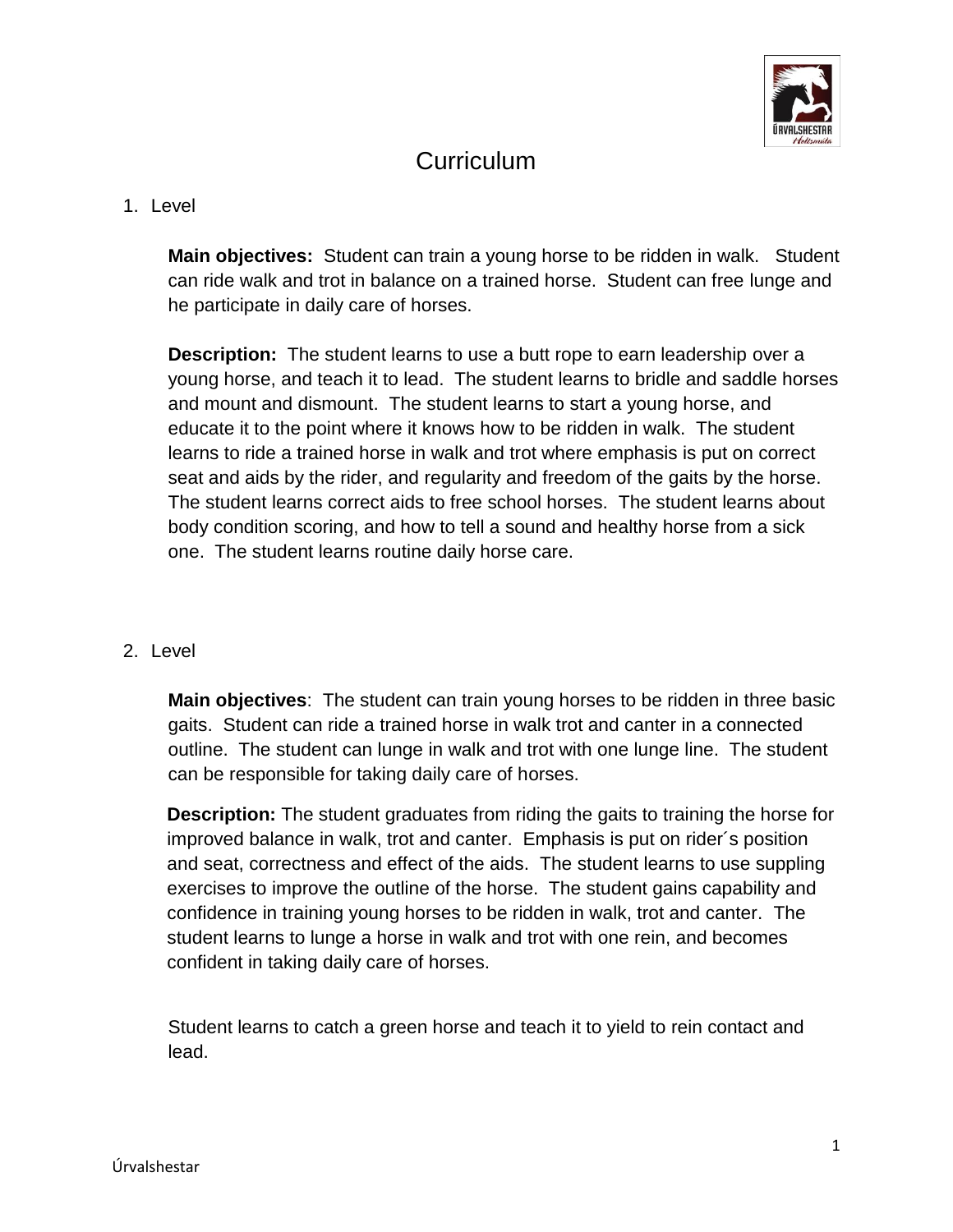# Curriculum

1. Level

**Main objectives:** Student can train a young horse to be ridden in walk. Student can ride walk and trot in balance on a trained horse. Student can free lunge and he participate in daily care of horses.

**Description:** The student learns to use a butt rope to earn leadership over a young horse, and teach it to lead. The student learns to bridle and saddle horses and mount and dismount. The student learns to start a young horse, and educate it to the point where it knows how to be ridden in walk. The student learns to ride a trained horse in walk and trot where emphasis is put on correct seat and aids by the rider, and regularity and freedom of the gaits by the horse. The student learns correct aids to free school horses. The student learns about body condition scoring, and how to tell a sound and healthy horse from a sick one. The student learns routine daily horse care.

2. Level

**Main objectives**: The student can train young horses to be ridden in three basic gaits. Student can ride a trained horse in walk trot and canter in a connected outline. The student can lunge in walk and trot with one lunge line. The student can be responsible for taking daily care of horses.

**Description:** The student graduates from riding the gaits to training the horse for improved balance in walk, trot and canter. Emphasis is put on rider´s position and seat, correctness and effect of the aids. The student learns to use suppling exercises to improve the outline of the horse. The student gains capability and confidence in training young horses to be ridden in walk, trot and canter. The student learns to lunge a horse in walk and trot with one rein, and becomes confident in taking daily care of horses.

Student learns to catch a green horse and teach it to yield to rein contact and lead.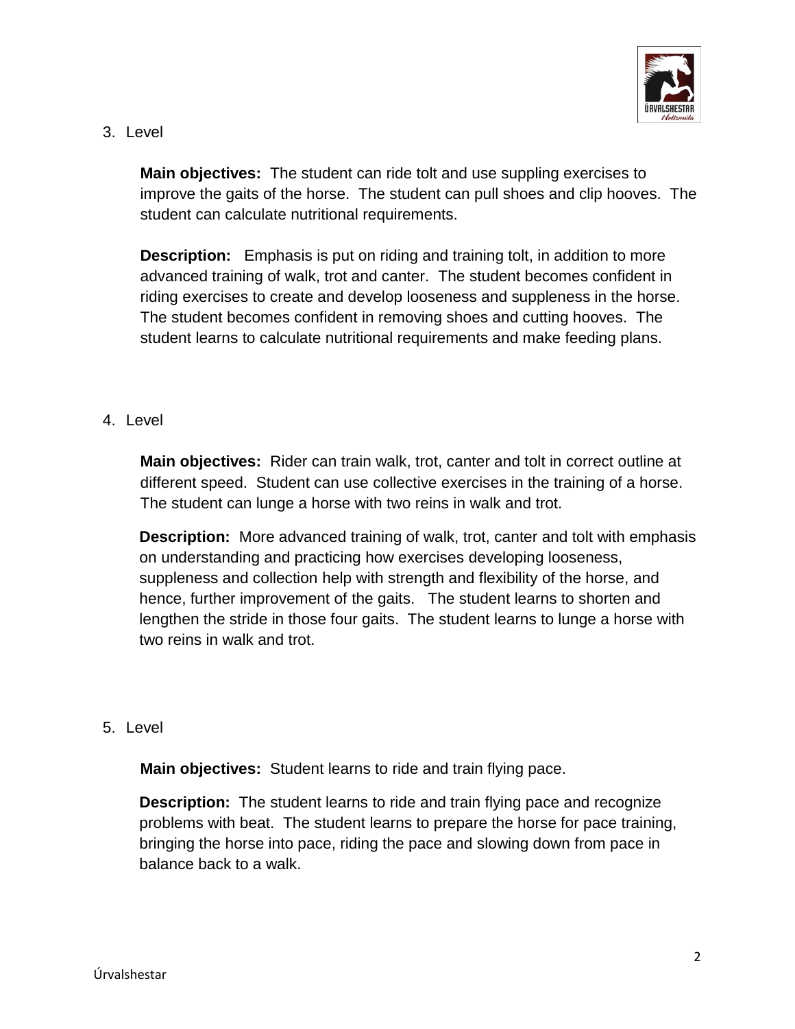3. Level

   **Main objectives:** The student can ride tolt and use suppling exercises to improve the gaits of the horse. The student can pull shoes and clip hooves. The student can calculate nutritional requirements.

   **Description:** Emphasis is put on riding and training tolt, in addition to more advanced training of walk, trot and canter. The student becomes confident in riding exercises to create and develop looseness and suppleness in the horse. The student becomes confident in removing shoes and cutting hooves. The student learns to calculate nutritional requirements and make feeding plans.

4. Level

   **Main objectives:** Rider can train walk, trot, canter and tolt in correct outline at different speed. Student can use collective exercises in the training of a horse. The student can lunge a horse with two reins in walk and trot.

   **Description:** More advanced training of walk, trot, canter and tolt with emphasis on understanding and practicing how exercises developing looseness, suppleness and collection help with strength and flexibility of the horse, and hence, further improvement of the gaits. The student learns to shorten and lengthen the stride in those four gaits. The student learns to lunge a horse with two reins in walk and trot.

5. Level

   **Main objectives:** Student learns to ride and train flying pace.

   **Description:** The student learns to ride and train flying pace and recognize problems with beat. The student learns to prepare the horse for pace training, bringing the horse into pace, riding the pace and slowing down from pace in balance back to a walk.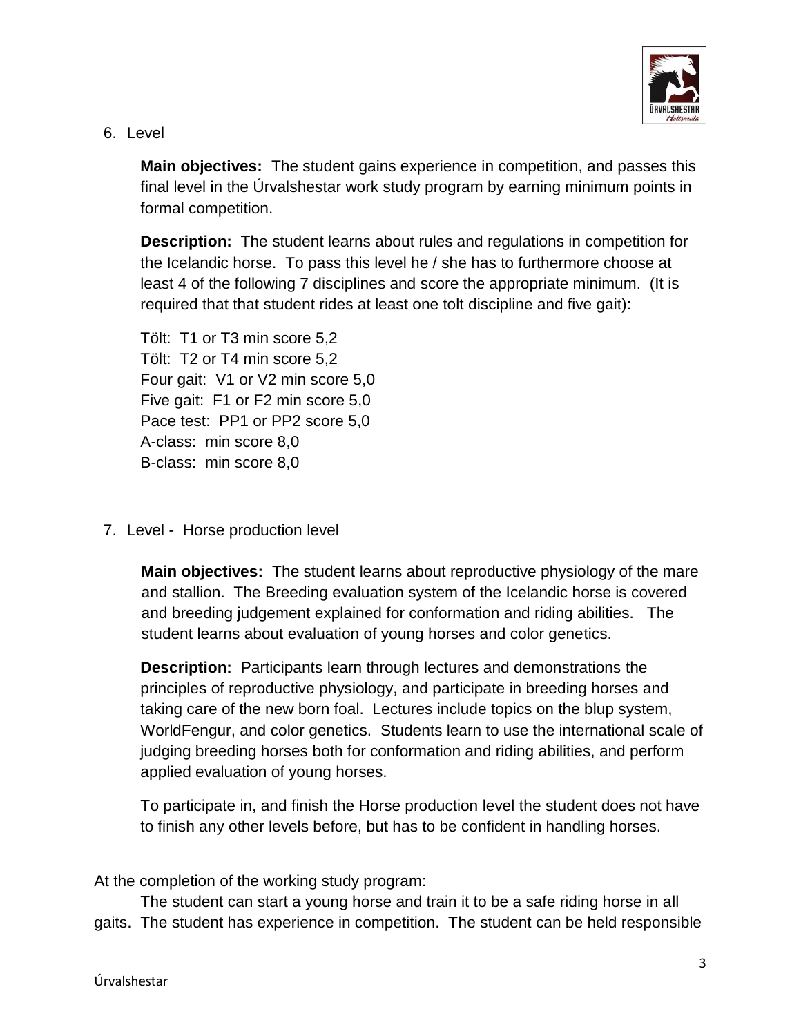6. Level

   **Main objectives:** The student gains experience in competition, and passes this final level in the Úrvalshestar work study program by earning minimum points in formal competition.

   **Description:** The student learns about rules and regulations in competition for the Icelandic horse. To pass this level he / she has to furthermore choose at least 4 of the following 7 disciplines and score the appropriate minimum. (It is required that that student rides at least one tolt discipline and five gait):

   Tölt: T1 or T3 min score 5,2
   Tölt: T2 or T4 min score 5,2
   Four gait: V1 or V2 min score 5,0
   Five gait: F1 or F2 min score 5,0
   Pace test: PP1 or PP2 score 5,0
   A-class: min score 8,0
   B-class: min score 8,0

7. Level - Horse production level

   **Main objectives:** The student learns about reproductive physiology of the mare and stallion. The Breeding evaluation system of the Icelandic horse is covered and breeding judgement explained for conformation and riding abilities. The student learns about evaluation of young horses and color genetics.

   **Description:** Participants learn through lectures and demonstrations the principles of reproductive physiology, and participate in breeding horses and taking care of the new born foal. Lectures include topics on the blup system, WorldFengur, and color genetics. Students learn to use the international scale of judging breeding horses both for conformation and riding abilities, and perform applied evaluation of young horses.

   To participate in, and finish the Horse production level the student does not have to finish any other levels before, but has to be confident in handling horses.

At the completion of the working study program:

The student can start a young horse and train it to be a safe riding horse in all gaits. The student has experience in competition. The student can be held responsible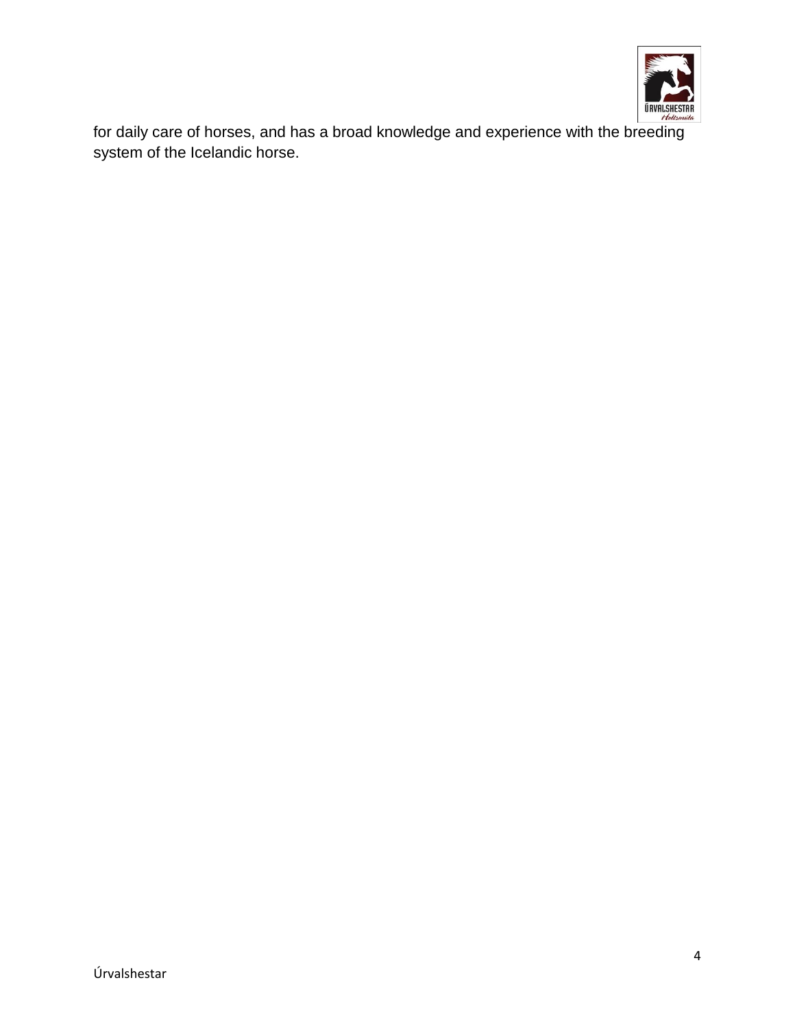for daily care of horses, and has a broad knowledge and experience with the breeding system of the Icelandic horse.